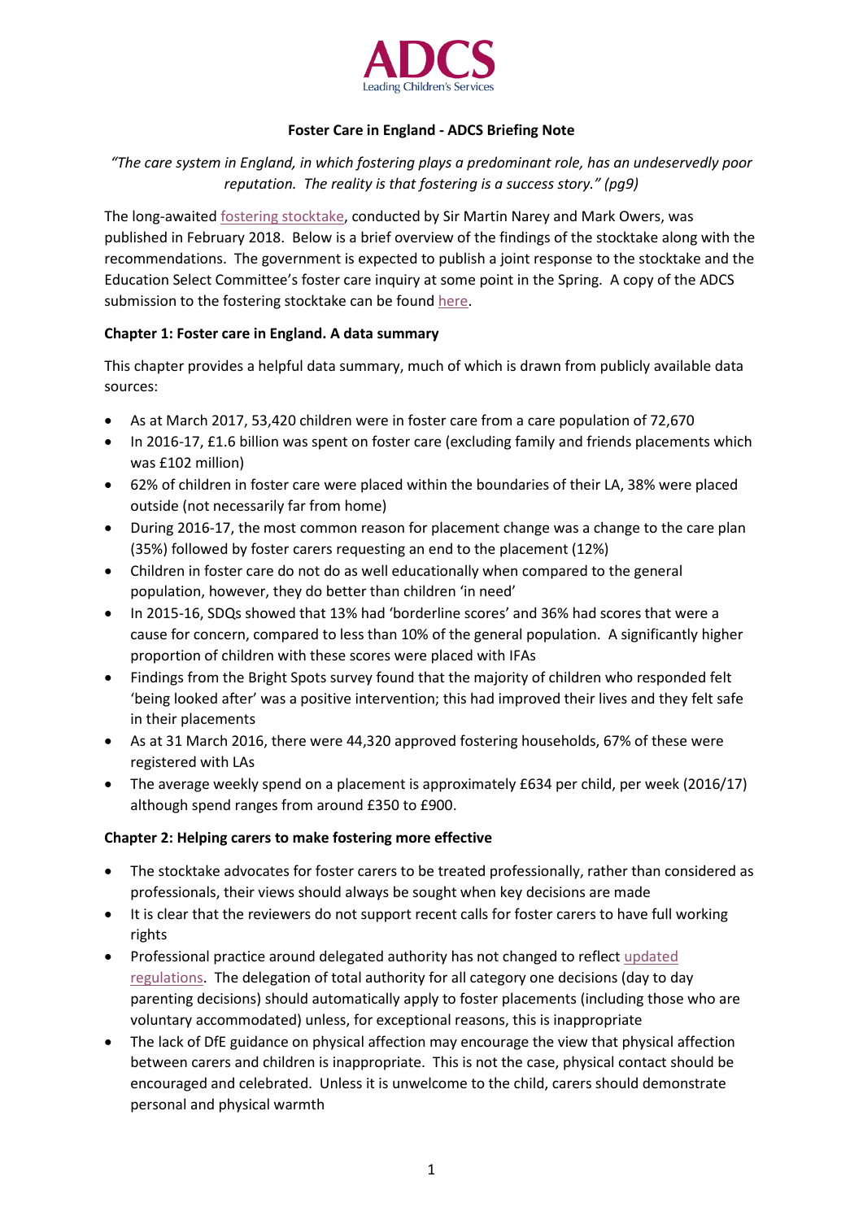# Foster Care in England - ADCS Briefing Note

*"The care system in England, in which fostering plays a predominant role, has an undeservedly poor reputation. The reality is that fostering is a success story." (pg9)*

The long-awaited fostering stocktake, conducted by Sir Martin Narey and Mark Owers, was published in February 2018. Below is a brief overview of the findings of the stocktake along with the recommendations. The government is expected to publish a joint response to the stocktake and the Education Select Committee's foster care inquiry at some point in the Spring. A copy of the ADCS submission to the fostering stocktake can be found here.

## Chapter 1: Foster care in England. A data summary

This chapter provides a helpful data summary, much of which is drawn from publicly available data sources:

- As at March 2017, 53,420 children were in foster care from a care population of 72,670
- In 2016-17, £1.6 billion was spent on foster care (excluding family and friends placements which was £102 million)
- 62% of children in foster care were placed within the boundaries of their LA, 38% were placed outside (not necessarily far from home)
- During 2016-17, the most common reason for placement change was a change to the care plan (35%) followed by foster carers requesting an end to the placement (12%)
- Children in foster care do not do as well educationally when compared to the general population, however, they do better than children 'in need'
- In 2015-16, SDQs showed that 13% had 'borderline scores' and 36% had scores that were a cause for concern, compared to less than 10% of the general population. A significantly higher proportion of children with these scores were placed with IFAs
- Findings from the Bright Spots survey found that the majority of children who responded felt 'being looked after' was a positive intervention; this had improved their lives and they felt safe in their placements
- As at 31 March 2016, there were 44,320 approved fostering households, 67% of these were registered with LAs
- The average weekly spend on a placement is approximately £634 per child, per week (2016/17) although spend ranges from around £350 to £900.

## Chapter 2: Helping carers to make fostering more effective

- The stocktake advocates for foster carers to be treated professionally, rather than considered as professionals, their views should always be sought when key decisions are made
- It is clear that the reviewers do not support recent calls for foster carers to have full working rights
- Professional practice around delegated authority has not changed to reflect updated regulations. The delegation of total authority for all category one decisions (day to day parenting decisions) should automatically apply to foster placements (including those who are voluntary accommodated) unless, for exceptional reasons, this is inappropriate
- The lack of DfE guidance on physical affection may encourage the view that physical affection between carers and children is inappropriate. This is not the case, physical contact should be encouraged and celebrated. Unless it is unwelcome to the child, carers should demonstrate personal and physical warmth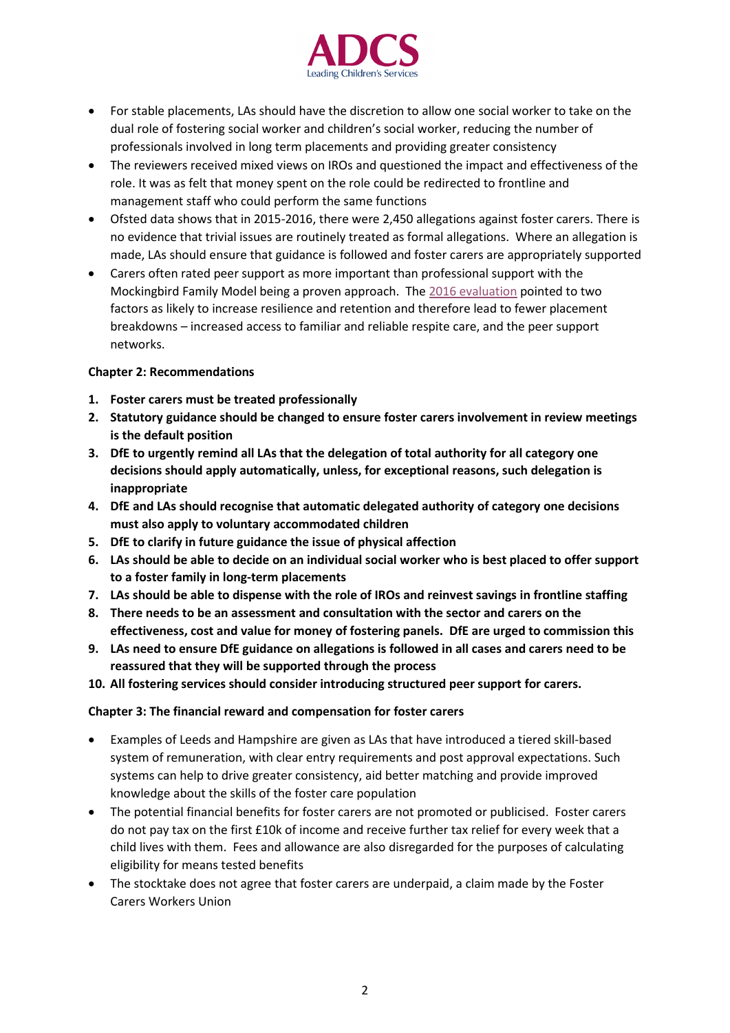- For stable placements, LAs should have the discretion to allow one social worker to take on the dual role of fostering social worker and children's social worker, reducing the number of professionals involved in long term placements and providing greater consistency
- The reviewers received mixed views on IROs and questioned the impact and effectiveness of the role. It was as felt that money spent on the role could be redirected to frontline and management staff who could perform the same functions
- Ofsted data shows that in 2015-2016, there were 2,450 allegations against foster carers. There is no evidence that trivial issues are routinely treated as formal allegations. Where an allegation is made, LAs should ensure that guidance is followed and foster carers are appropriately supported
- Carers often rated peer support as more important than professional support with the Mockingbird Family Model being a proven approach. The 2016 evaluation pointed to two factors as likely to increase resilience and retention and therefore lead to fewer placement breakdowns – increased access to familiar and reliable respite care, and the peer support networks.

**Chapter 2: Recommendations**

1. **Foster carers must be treated professionally**
2. **Statutory guidance should be changed to ensure foster carers involvement in review meetings is the default position**
3. **DfE to urgently remind all LAs that the delegation of total authority for all category one decisions should apply automatically, unless, for exceptional reasons, such delegation is inappropriate**
4. **DfE and LAs should recognise that automatic delegated authority of category one decisions must also apply to voluntary accommodated children**
5. **DfE to clarify in future guidance the issue of physical affection**
6. **LAs should be able to decide on an individual social worker who is best placed to offer support to a foster family in long-term placements**
7. **LAs should be able to dispense with the role of IROs and reinvest savings in frontline staffing**
8. **There needs to be an assessment and consultation with the sector and carers on the effectiveness, cost and value for money of fostering panels. DfE are urged to commission this**
9. **LAs need to ensure DfE guidance on allegations is followed in all cases and carers need to be reassured that they will be supported through the process**
10. **All fostering services should consider introducing structured peer support for carers.**

**Chapter 3: The financial reward and compensation for foster carers**

- Examples of Leeds and Hampshire are given as LAs that have introduced a tiered skill-based system of remuneration, with clear entry requirements and post approval expectations. Such systems can help to drive greater consistency, aid better matching and provide improved knowledge about the skills of the foster care population
- The potential financial benefits for foster carers are not promoted or publicised. Foster carers do not pay tax on the first £10k of income and receive further tax relief for every week that a child lives with them. Fees and allowance are also disregarded for the purposes of calculating eligibility for means tested benefits
- The stocktake does not agree that foster carers are underpaid, a claim made by the Foster Carers Workers Union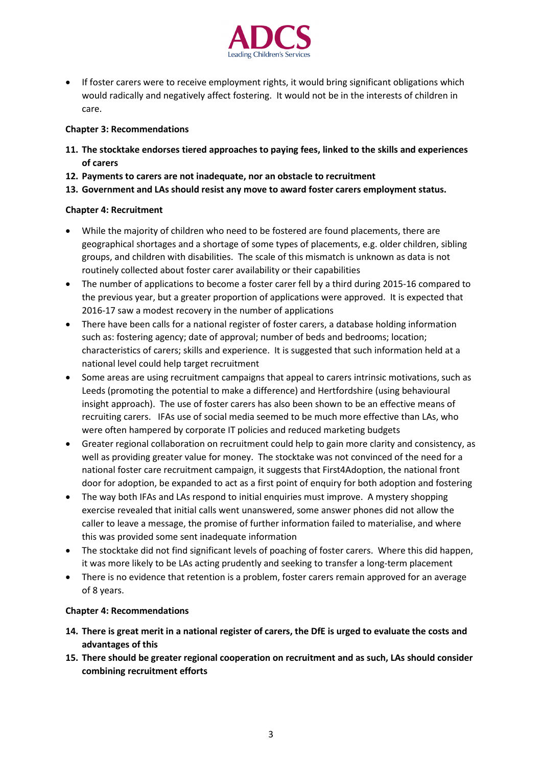- If foster carers were to receive employment rights, it would bring significant obligations which would radically and negatively affect fostering. It would not be in the interests of children in care.

**Chapter 3: Recommendations**

11. **The stocktake endorses tiered approaches to paying fees, linked to the skills and experiences of carers**
12. **Payments to carers are not inadequate, nor an obstacle to recruitment**
13. **Government and LAs should resist any move to award foster carers employment status.**

**Chapter 4: Recruitment**

- While the majority of children who need to be fostered are found placements, there are geographical shortages and a shortage of some types of placements, e.g. older children, sibling groups, and children with disabilities. The scale of this mismatch is unknown as data is not routinely collected about foster carer availability or their capabilities
- The number of applications to become a foster carer fell by a third during 2015-16 compared to the previous year, but a greater proportion of applications were approved. It is expected that 2016-17 saw a modest recovery in the number of applications
- There have been calls for a national register of foster carers, a database holding information such as: fostering agency; date of approval; number of beds and bedrooms; location; characteristics of carers; skills and experience. It is suggested that such information held at a national level could help target recruitment
- Some areas are using recruitment campaigns that appeal to carers intrinsic motivations, such as Leeds (promoting the potential to make a difference) and Hertfordshire (using behavioural insight approach). The use of foster carers has also been shown to be an effective means of recruiting carers. IFAs use of social media seemed to be much more effective than LAs, who were often hampered by corporate IT policies and reduced marketing budgets
- Greater regional collaboration on recruitment could help to gain more clarity and consistency, as well as providing greater value for money. The stocktake was not convinced of the need for a national foster care recruitment campaign, it suggests that First4Adoption, the national front door for adoption, be expanded to act as a first point of enquiry for both adoption and fostering
- The way both IFAs and LAs respond to initial enquiries must improve. A mystery shopping exercise revealed that initial calls went unanswered, some answer phones did not allow the caller to leave a message, the promise of further information failed to materialise, and where this was provided some sent inadequate information
- The stocktake did not find significant levels of poaching of foster carers. Where this did happen, it was more likely to be LAs acting prudently and seeking to transfer a long-term placement
- There is no evidence that retention is a problem, foster carers remain approved for an average of 8 years.

**Chapter 4: Recommendations**

14. **There is great merit in a national register of carers, the DfE is urged to evaluate the costs and advantages of this**
15. **There should be greater regional cooperation on recruitment and as such, LAs should consider combining recruitment efforts**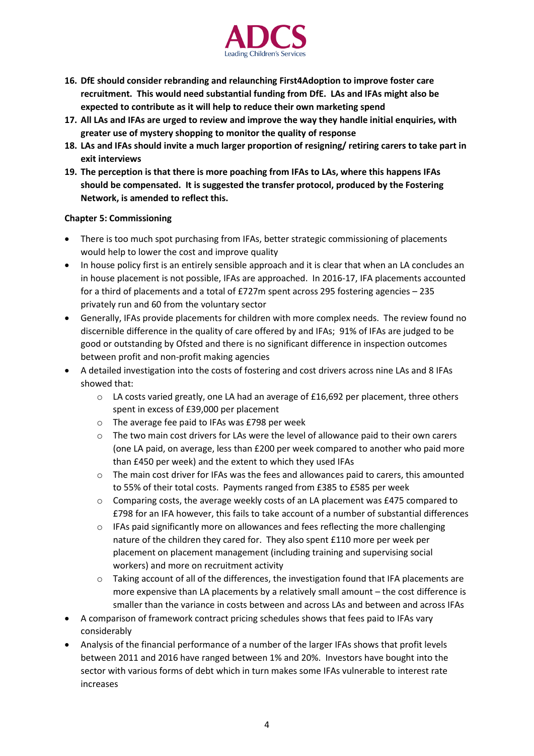16. **DfE should consider rebranding and relaunching First4Adoption to improve foster care recruitment. This would need substantial funding from DfE. LAs and IFAs might also be expected to contribute as it will help to reduce their own marketing spend**
17. **All LAs and IFAs are urged to review and improve the way they handle initial enquiries, with greater use of mystery shopping to monitor the quality of response**
18. **LAs and IFAs should invite a much larger proportion of resigning/ retiring carers to take part in exit interviews**
19. **The perception is that there is more poaching from IFAs to LAs, where this happens IFAs should be compensated. It is suggested the transfer protocol, produced by the Fostering Network, is amended to reflect this.**

**Chapter 5: Commissioning**

- There is too much spot purchasing from IFAs, better strategic commissioning of placements would help to lower the cost and improve quality
- In house policy first is an entirely sensible approach and it is clear that when an LA concludes an in house placement is not possible, IFAs are approached. In 2016-17, IFA placements accounted for a third of placements and a total of £727m spent across 295 fostering agencies – 235 privately run and 60 from the voluntary sector
- Generally, IFAs provide placements for children with more complex needs. The review found no discernible difference in the quality of care offered by and IFAs; 91% of IFAs are judged to be good or outstanding by Ofsted and there is no significant difference in inspection outcomes between profit and non-profit making agencies
- A detailed investigation into the costs of fostering and cost drivers across nine LAs and 8 IFAs showed that:
  - LA costs varied greatly, one LA had an average of £16,692 per placement, three others spent in excess of £39,000 per placement
  - The average fee paid to IFAs was £798 per week
  - The two main cost drivers for LAs were the level of allowance paid to their own carers (one LA paid, on average, less than £200 per week compared to another who paid more than £450 per week) and the extent to which they used IFAs
  - The main cost driver for IFAs was the fees and allowances paid to carers, this amounted to 55% of their total costs. Payments ranged from £385 to £585 per week
  - Comparing costs, the average weekly costs of an LA placement was £475 compared to £798 for an IFA however, this fails to take account of a number of substantial differences
  - IFAs paid significantly more on allowances and fees reflecting the more challenging nature of the children they cared for. They also spent £110 more per week per placement on placement management (including training and supervising social workers) and more on recruitment activity
  - Taking account of all of the differences, the investigation found that IFA placements are more expensive than LA placements by a relatively small amount – the cost difference is smaller than the variance in costs between and across LAs and between and across IFAs
- A comparison of framework contract pricing schedules shows that fees paid to IFAs vary considerably
- Analysis of the financial performance of a number of the larger IFAs shows that profit levels between 2011 and 2016 have ranged between 1% and 20%. Investors have bought into the sector with various forms of debt which in turn makes some IFAs vulnerable to interest rate increases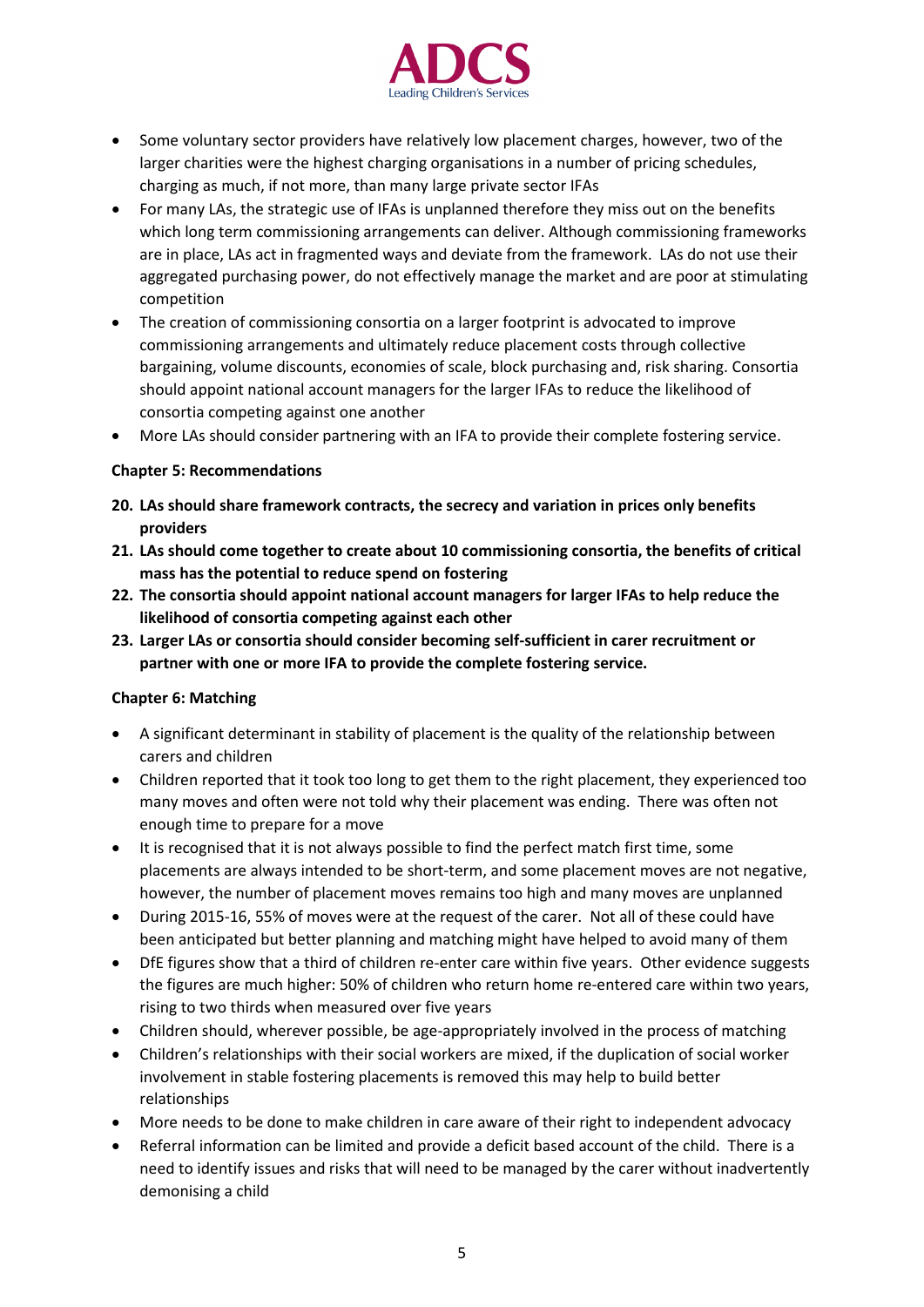- Some voluntary sector providers have relatively low placement charges, however, two of the larger charities were the highest charging organisations in a number of pricing schedules, charging as much, if not more, than many large private sector IFAs
- For many LAs, the strategic use of IFAs is unplanned therefore they miss out on the benefits which long term commissioning arrangements can deliver. Although commissioning frameworks are in place, LAs act in fragmented ways and deviate from the framework. LAs do not use their aggregated purchasing power, do not effectively manage the market and are poor at stimulating competition
- The creation of commissioning consortia on a larger footprint is advocated to improve commissioning arrangements and ultimately reduce placement costs through collective bargaining, volume discounts, economies of scale, block purchasing and, risk sharing. Consortia should appoint national account managers for the larger IFAs to reduce the likelihood of consortia competing against one another
- More LAs should consider partnering with an IFA to provide their complete fostering service.

**Chapter 5: Recommendations**

20. **LAs should share framework contracts, the secrecy and variation in prices only benefits providers**
21. **LAs should come together to create about 10 commissioning consortia, the benefits of critical mass has the potential to reduce spend on fostering**
22. **The consortia should appoint national account managers for larger IFAs to help reduce the likelihood of consortia competing against each other**
23. **Larger LAs or consortia should consider becoming self-sufficient in carer recruitment or partner with one or more IFA to provide the complete fostering service.**

**Chapter 6: Matching**

- A significant determinant in stability of placement is the quality of the relationship between carers and children
- Children reported that it took too long to get them to the right placement, they experienced too many moves and often were not told why their placement was ending. There was often not enough time to prepare for a move
- It is recognised that it is not always possible to find the perfect match first time, some placements are always intended to be short-term, and some placement moves are not negative, however, the number of placement moves remains too high and many moves are unplanned
- During 2015-16, 55% of moves were at the request of the carer. Not all of these could have been anticipated but better planning and matching might have helped to avoid many of them
- DfE figures show that a third of children re-enter care within five years. Other evidence suggests the figures are much higher: 50% of children who return home re-entered care within two years, rising to two thirds when measured over five years
- Children should, wherever possible, be age-appropriately involved in the process of matching
- Children's relationships with their social workers are mixed, if the duplication of social worker involvement in stable fostering placements is removed this may help to build better relationships
- More needs to be done to make children in care aware of their right to independent advocacy
- Referral information can be limited and provide a deficit based account of the child. There is a need to identify issues and risks that will need to be managed by the carer without inadvertently demonising a child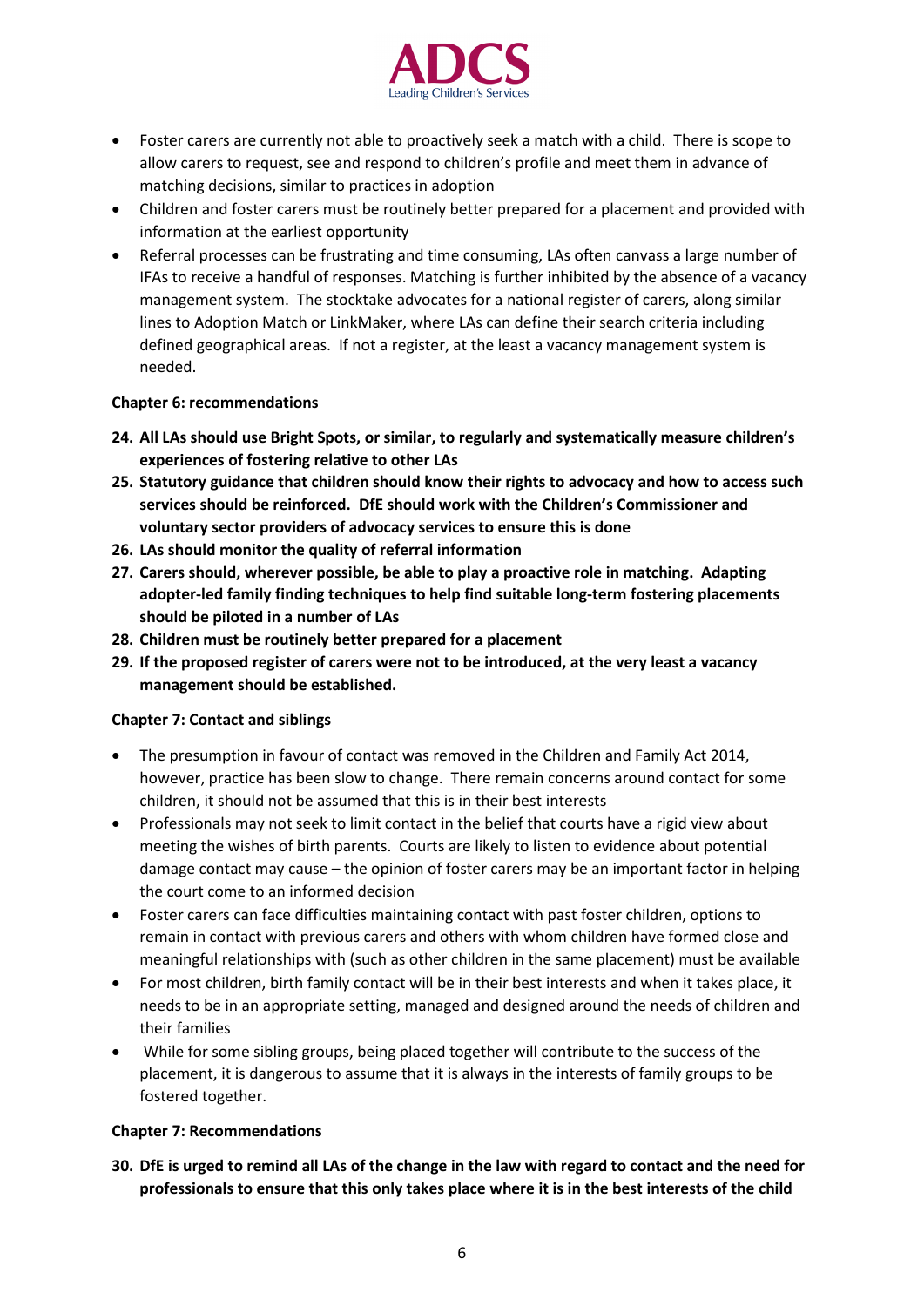- Foster carers are currently not able to proactively seek a match with a child. There is scope to allow carers to request, see and respond to children's profile and meet them in advance of matching decisions, similar to practices in adoption
- Children and foster carers must be routinely better prepared for a placement and provided with information at the earliest opportunity
- Referral processes can be frustrating and time consuming, LAs often canvass a large number of IFAs to receive a handful of responses. Matching is further inhibited by the absence of a vacancy management system. The stocktake advocates for a national register of carers, along similar lines to Adoption Match or LinkMaker, where LAs can define their search criteria including defined geographical areas. If not a register, at the least a vacancy management system is needed.

**Chapter 6: recommendations**

24. **All LAs should use Bright Spots, or similar, to regularly and systematically measure children's experiences of fostering relative to other LAs**
25. **Statutory guidance that children should know their rights to advocacy and how to access such services should be reinforced. DfE should work with the Children's Commissioner and voluntary sector providers of advocacy services to ensure this is done**
26. **LAs should monitor the quality of referral information**
27. **Carers should, wherever possible, be able to play a proactive role in matching. Adapting adopter-led family finding techniques to help find suitable long-term fostering placements should be piloted in a number of LAs**
28. **Children must be routinely better prepared for a placement**
29. **If the proposed register of carers were not to be introduced, at the very least a vacancy management should be established.**

**Chapter 7: Contact and siblings**

- The presumption in favour of contact was removed in the Children and Family Act 2014, however, practice has been slow to change. There remain concerns around contact for some children, it should not be assumed that this is in their best interests
- Professionals may not seek to limit contact in the belief that courts have a rigid view about meeting the wishes of birth parents. Courts are likely to listen to evidence about potential damage contact may cause – the opinion of foster carers may be an important factor in helping the court come to an informed decision
- Foster carers can face difficulties maintaining contact with past foster children, options to remain in contact with previous carers and others with whom children have formed close and meaningful relationships with (such as other children in the same placement) must be available
- For most children, birth family contact will be in their best interests and when it takes place, it needs to be in an appropriate setting, managed and designed around the needs of children and their families
- While for some sibling groups, being placed together will contribute to the success of the placement, it is dangerous to assume that it is always in the interests of family groups to be fostered together.

**Chapter 7: Recommendations**

30. **DfE is urged to remind all LAs of the change in the law with regard to contact and the need for professionals to ensure that this only takes place where it is in the best interests of the child**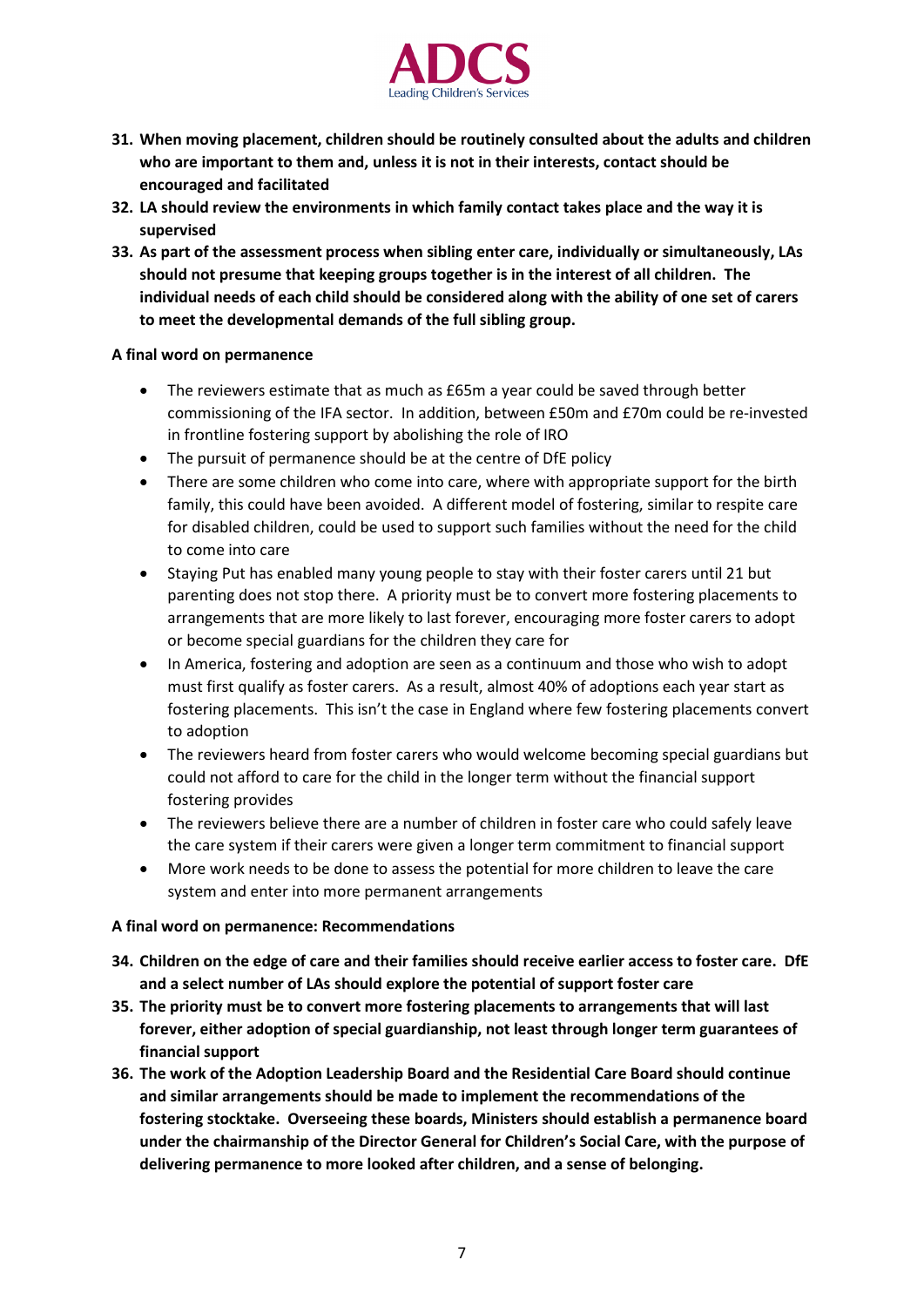31. **When moving placement, children should be routinely consulted about the adults and children who are important to them and, unless it is not in their interests, contact should be encouraged and facilitated**
32. **LA should review the environments in which family contact takes place and the way it is supervised**
33. **As part of the assessment process when sibling enter care, individually or simultaneously, LAs should not presume that keeping groups together is in the interest of all children. The individual needs of each child should be considered along with the ability of one set of carers to meet the developmental demands of the full sibling group.**

**A final word on permanence**

- The reviewers estimate that as much as £65m a year could be saved through better commissioning of the IFA sector. In addition, between £50m and £70m could be re-invested in frontline fostering support by abolishing the role of IRO
- The pursuit of permanence should be at the centre of DfE policy
- There are some children who come into care, where with appropriate support for the birth family, this could have been avoided. A different model of fostering, similar to respite care for disabled children, could be used to support such families without the need for the child to come into care
- Staying Put has enabled many young people to stay with their foster carers until 21 but parenting does not stop there. A priority must be to convert more fostering placements to arrangements that are more likely to last forever, encouraging more foster carers to adopt or become special guardians for the children they care for
- In America, fostering and adoption are seen as a continuum and those who wish to adopt must first qualify as foster carers. As a result, almost 40% of adoptions each year start as fostering placements. This isn't the case in England where few fostering placements convert to adoption
- The reviewers heard from foster carers who would welcome becoming special guardians but could not afford to care for the child in the longer term without the financial support fostering provides
- The reviewers believe there are a number of children in foster care who could safely leave the care system if their carers were given a longer term commitment to financial support
- More work needs to be done to assess the potential for more children to leave the care system and enter into more permanent arrangements

**A final word on permanence: Recommendations**

34. **Children on the edge of care and their families should receive earlier access to foster care. DfE and a select number of LAs should explore the potential of support foster care**
35. **The priority must be to convert more fostering placements to arrangements that will last forever, either adoption of special guardianship, not least through longer term guarantees of financial support**
36. **The work of the Adoption Leadership Board and the Residential Care Board should continue and similar arrangements should be made to implement the recommendations of the fostering stocktake. Overseeing these boards, Ministers should establish a permanence board under the chairmanship of the Director General for Children's Social Care, with the purpose of delivering permanence to more looked after children, and a sense of belonging.**